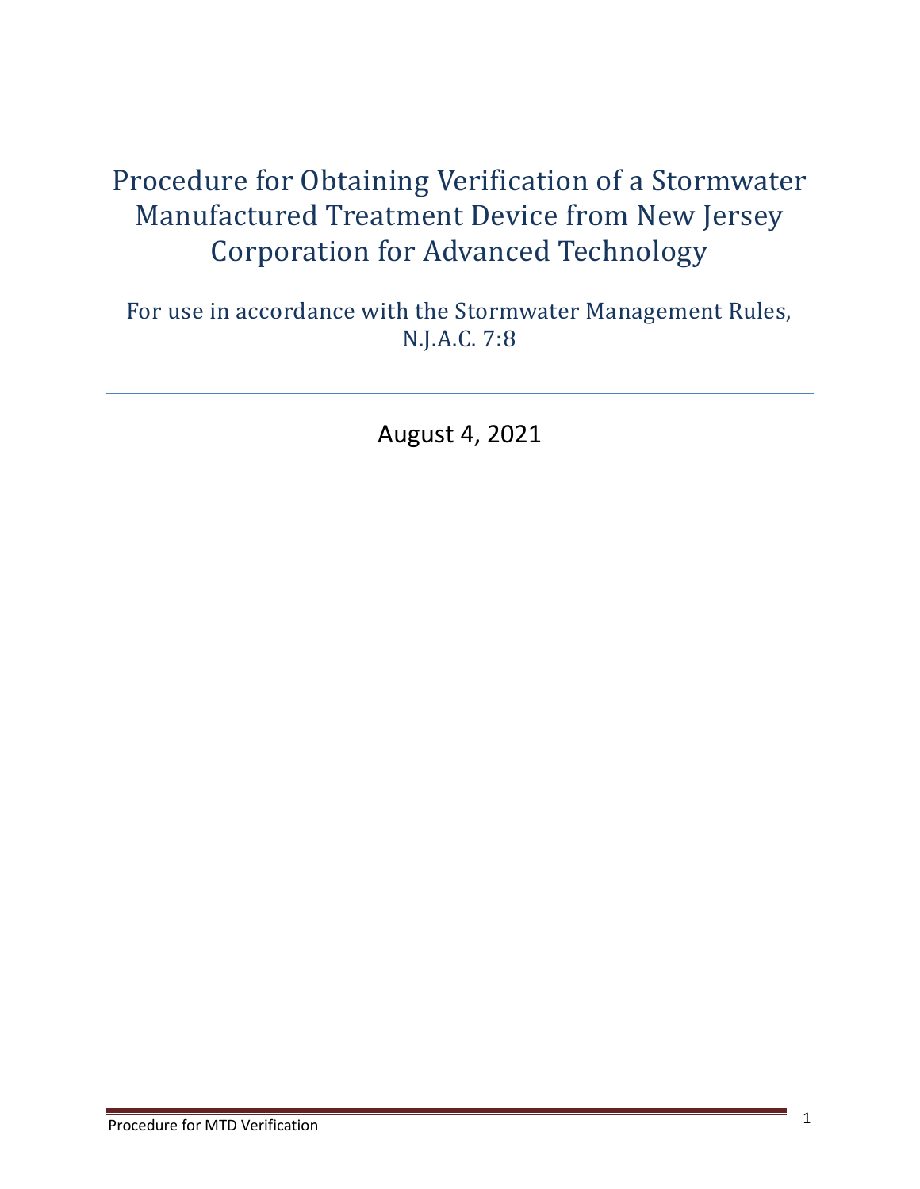# Procedure for Obtaining Verification of a Stormwater Manufactured Treatment Device from New Jersey Corporation for Advanced Technology

For use in accordance with the Stormwater Management Rules, N.J.A.C. 7:8

---

August 4, 2021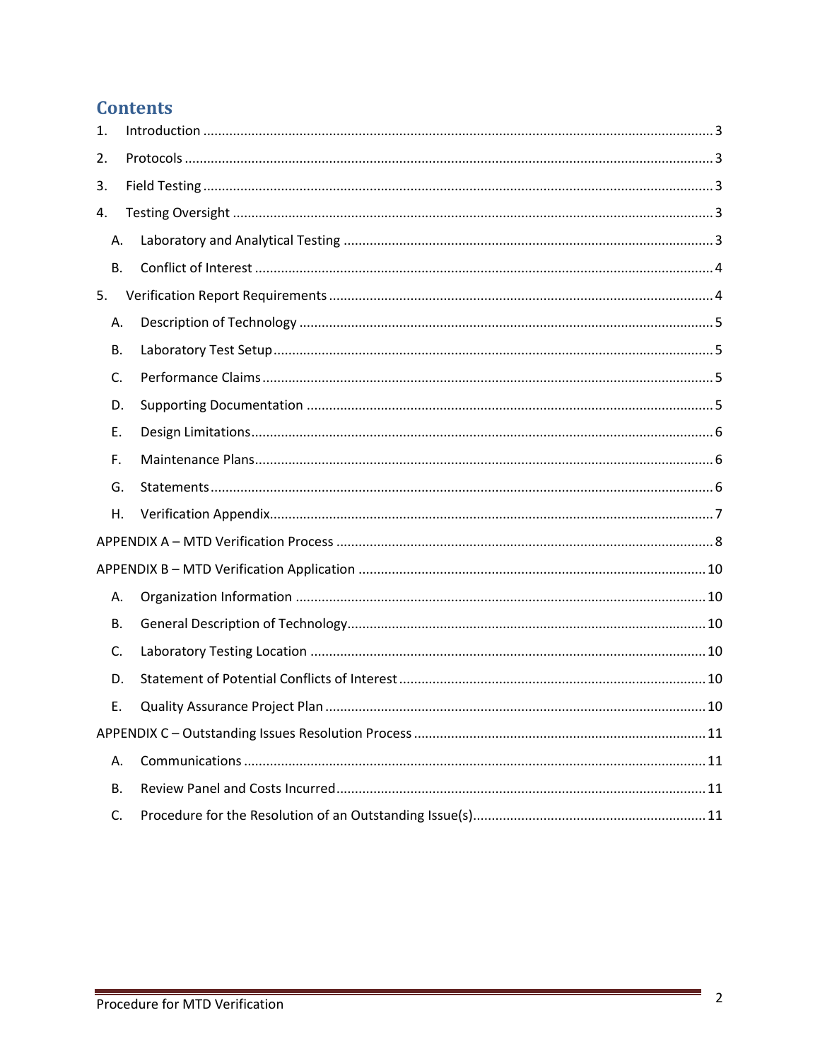# Contents

1. Introduction ........................................................................................................................ 3
2. Protocols ............................................................................................................................ 3
3. Field Testing ........................................................................................................................ 3
4. Testing Oversight ................................................................................................................ 3
   - A. Laboratory and Analytical Testing .................................................................................. 3
   - B. Conflict of Interest ......................................................................................................... 4
5. Verification Report Requirements ...................................................................................... 4
   - A. Description of Technology .............................................................................................. 5
   - B. Laboratory Test Setup ..................................................................................................... 5
   - C. Performance Claims ........................................................................................................ 5
   - D. Supporting Documentation ............................................................................................ 5
   - E. Design Limitations ........................................................................................................... 6
   - F. Maintenance Plans .......................................................................................................... 6
   - G. Statements ...................................................................................................................... 6
   - H. Verification Appendix ...................................................................................................... 7

APPENDIX A – MTD Verification Process ..................................................................................... 8

APPENDIX B – MTD Verification Application ............................................................................. 10

- A. Organization Information ............................................................................................. 10
- B. General Description of Technology ............................................................................... 10
- C. Laboratory Testing Location ......................................................................................... 10
- D. Statement of Potential Conflicts of Interest .................................................................. 10
- E. Quality Assurance Project Plan ..................................................................................... 10

APPENDIX C – Outstanding Issues Resolution Process ............................................................. 11

- A. Communications ........................................................................................................... 11
- B. Review Panel and Costs Incurred ................................................................................... 11
- C. Procedure for the Resolution of an Outstanding Issue(s) .............................................. 11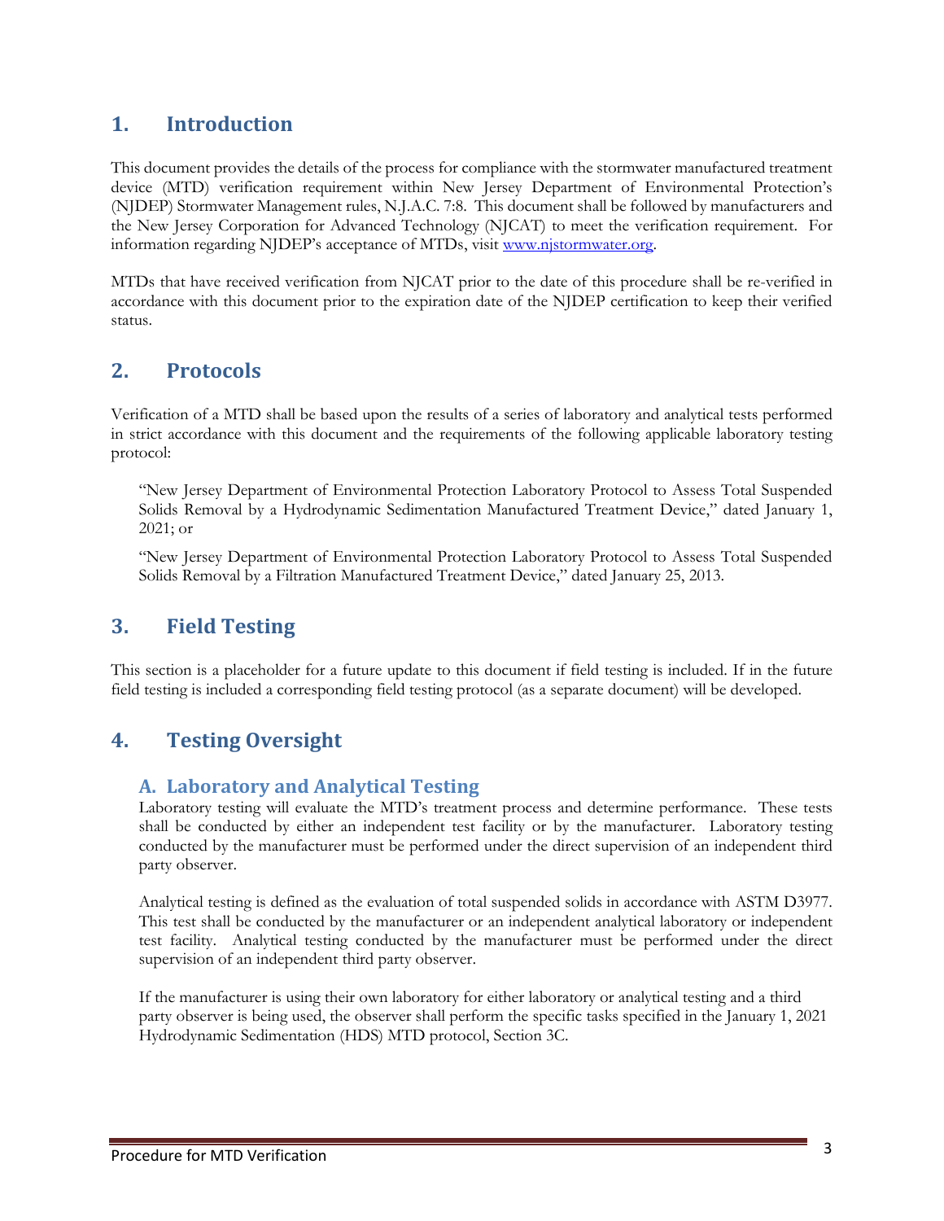## 1. Introduction

This document provides the details of the process for compliance with the stormwater manufactured treatment device (MTD) verification requirement within New Jersey Department of Environmental Protection's (NJDEP) Stormwater Management rules, N.J.A.C. 7:8. This document shall be followed by manufacturers and the New Jersey Corporation for Advanced Technology (NJCAT) to meet the verification requirement. For information regarding NJDEP's acceptance of MTDs, visit [www.njstormwater.org](www.njstormwater.org).

MTDs that have received verification from NJCAT prior to the date of this procedure shall be re-verified in accordance with this document prior to the expiration date of the NJDEP certification to keep their verified status.

## 2. Protocols

Verification of a MTD shall be based upon the results of a series of laboratory and analytical tests performed in strict accordance with this document and the requirements of the following applicable laboratory testing protocol:

> "New Jersey Department of Environmental Protection Laboratory Protocol to Assess Total Suspended Solids Removal by a Hydrodynamic Sedimentation Manufactured Treatment Device," dated January 1, 2021; or
>
> "New Jersey Department of Environmental Protection Laboratory Protocol to Assess Total Suspended Solids Removal by a Filtration Manufactured Treatment Device," dated January 25, 2013.

## 3. Field Testing

This section is a placeholder for a future update to this document if field testing is included. If in the future field testing is included a corresponding field testing protocol (as a separate document) will be developed.

## 4. Testing Oversight

### A. Laboratory and Analytical Testing

Laboratory testing will evaluate the MTD's treatment process and determine performance. These tests shall be conducted by either an independent test facility or by the manufacturer. Laboratory testing conducted by the manufacturer must be performed under the direct supervision of an independent third party observer.

Analytical testing is defined as the evaluation of total suspended solids in accordance with ASTM D3977. This test shall be conducted by the manufacturer or an independent analytical laboratory or independent test facility. Analytical testing conducted by the manufacturer must be performed under the direct supervision of an independent third party observer.

If the manufacturer is using their own laboratory for either laboratory or analytical testing and a third party observer is being used, the observer shall perform the specific tasks specified in the January 1, 2021 Hydrodynamic Sedimentation (HDS) MTD protocol, Section 3C.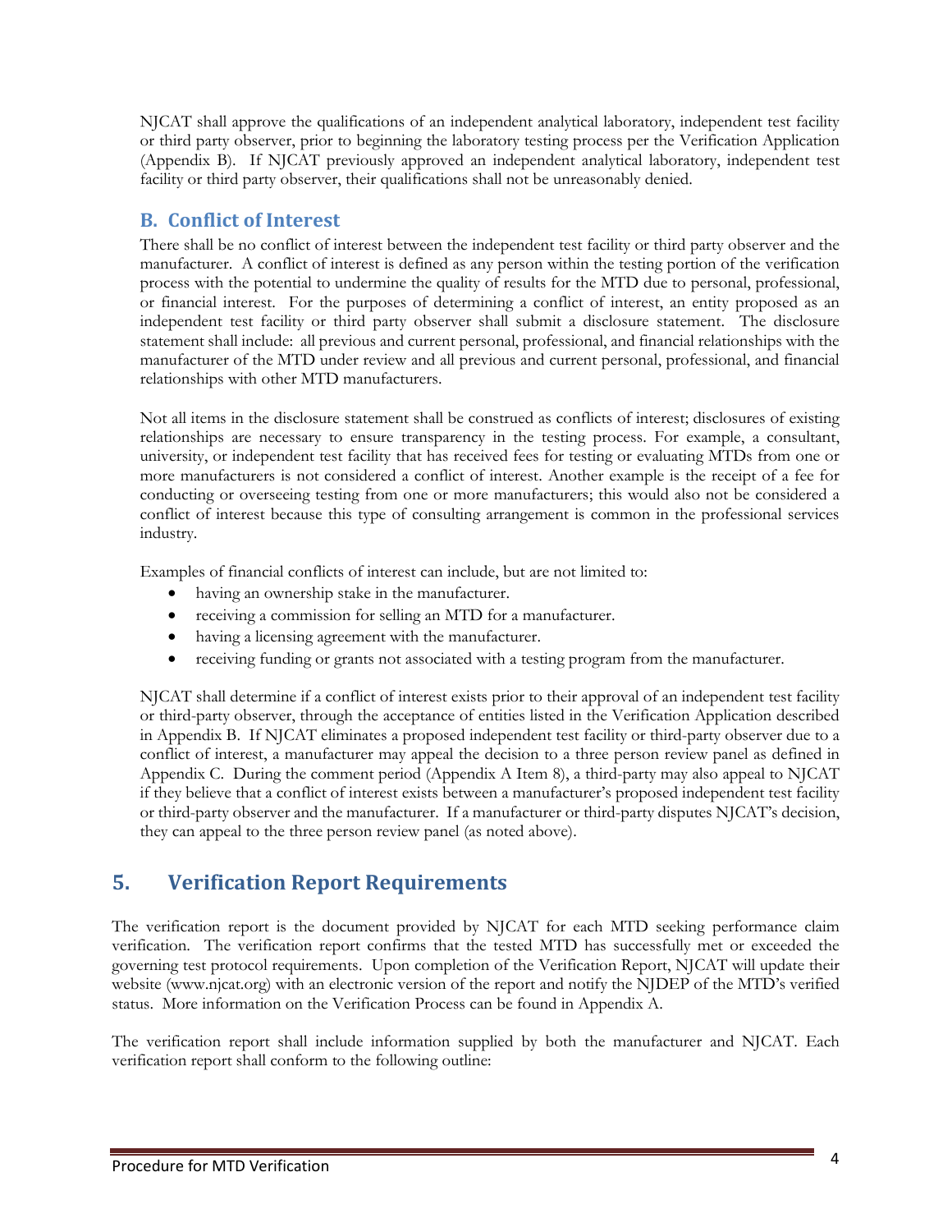NJCAT shall approve the qualifications of an independent analytical laboratory, independent test facility or third party observer, prior to beginning the laboratory testing process per the Verification Application (Appendix B). If NJCAT previously approved an independent analytical laboratory, independent test facility or third party observer, their qualifications shall not be unreasonably denied.

### B. Conflict of Interest

There shall be no conflict of interest between the independent test facility or third party observer and the manufacturer. A conflict of interest is defined as any person within the testing portion of the verification process with the potential to undermine the quality of results for the MTD due to personal, professional, or financial interest. For the purposes of determining a conflict of interest, an entity proposed as an independent test facility or third party observer shall submit a disclosure statement. The disclosure statement shall include: all previous and current personal, professional, and financial relationships with the manufacturer of the MTD under review and all previous and current personal, professional, and financial relationships with other MTD manufacturers.

Not all items in the disclosure statement shall be construed as conflicts of interest; disclosures of existing relationships are necessary to ensure transparency in the testing process. For example, a consultant, university, or independent test facility that has received fees for testing or evaluating MTDs from one or more manufacturers is not considered a conflict of interest. Another example is the receipt of a fee for conducting or overseeing testing from one or more manufacturers; this would also not be considered a conflict of interest because this type of consulting arrangement is common in the professional services industry.

Examples of financial conflicts of interest can include, but are not limited to:

- having an ownership stake in the manufacturer.
- receiving a commission for selling an MTD for a manufacturer.
- having a licensing agreement with the manufacturer.
- receiving funding or grants not associated with a testing program from the manufacturer.

NJCAT shall determine if a conflict of interest exists prior to their approval of an independent test facility or third-party observer, through the acceptance of entities listed in the Verification Application described in Appendix B. If NJCAT eliminates a proposed independent test facility or third-party observer due to a conflict of interest, a manufacturer may appeal the decision to a three person review panel as defined in Appendix C. During the comment period (Appendix A Item 8), a third-party may also appeal to NJCAT if they believe that a conflict of interest exists between a manufacturer's proposed independent test facility or third-party observer and the manufacturer. If a manufacturer or third-party disputes NJCAT's decision, they can appeal to the three person review panel (as noted above).

## 5. Verification Report Requirements

The verification report is the document provided by NJCAT for each MTD seeking performance claim verification. The verification report confirms that the tested MTD has successfully met or exceeded the governing test protocol requirements. Upon completion of the Verification Report, NJCAT will update their website (www.njcat.org) with an electronic version of the report and notify the NJDEP of the MTD's verified status. More information on the Verification Process can be found in Appendix A.

The verification report shall include information supplied by both the manufacturer and NJCAT. Each verification report shall conform to the following outline: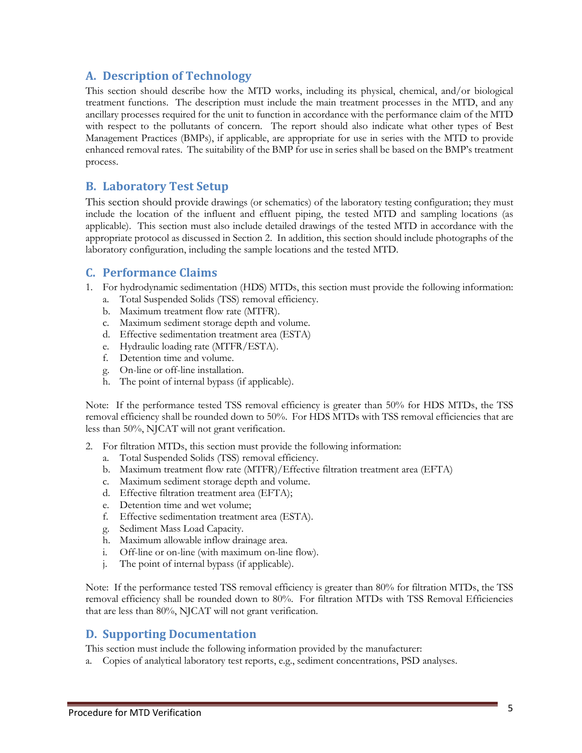## A. Description of Technology

This section should describe how the MTD works, including its physical, chemical, and/or biological treatment functions. The description must include the main treatment processes in the MTD, and any ancillary processes required for the unit to function in accordance with the performance claim of the MTD with respect to the pollutants of concern. The report should also indicate what other types of Best Management Practices (BMPs), if applicable, are appropriate for use in series with the MTD to provide enhanced removal rates. The suitability of the BMP for use in series shall be based on the BMP's treatment process.

## B. Laboratory Test Setup

This section should provide drawings (or schematics) of the laboratory testing configuration; they must include the location of the influent and effluent piping, the tested MTD and sampling locations (as applicable). This section must also include detailed drawings of the tested MTD in accordance with the appropriate protocol as discussed in Section 2. In addition, this section should include photographs of the laboratory configuration, including the sample locations and the tested MTD.

## C. Performance Claims

1. For hydrodynamic sedimentation (HDS) MTDs, this section must provide the following information:
   a. Total Suspended Solids (TSS) removal efficiency.
   b. Maximum treatment flow rate (MTFR).
   c. Maximum sediment storage depth and volume.
   d. Effective sedimentation treatment area (ESTA)
   e. Hydraulic loading rate (MTFR/ESTA).
   f. Detention time and volume.
   g. On-line or off-line installation.
   h. The point of internal bypass (if applicable).

Note: If the performance tested TSS removal efficiency is greater than 50% for HDS MTDs, the TSS removal efficiency shall be rounded down to 50%. For HDS MTDs with TSS removal efficiencies that are less than 50%, NJCAT will not grant verification.

2. For filtration MTDs, this section must provide the following information:
   a. Total Suspended Solids (TSS) removal efficiency.
   b. Maximum treatment flow rate (MTFR)/Effective filtration treatment area (EFTA)
   c. Maximum sediment storage depth and volume.
   d. Effective filtration treatment area (EFTA);
   e. Detention time and wet volume;
   f. Effective sedimentation treatment area (ESTA).
   g. Sediment Mass Load Capacity.
   h. Maximum allowable inflow drainage area.
   i. Off-line or on-line (with maximum on-line flow).
   j. The point of internal bypass (if applicable).

Note: If the performance tested TSS removal efficiency is greater than 80% for filtration MTDs, the TSS removal efficiency shall be rounded down to 80%. For filtration MTDs with TSS Removal Efficiencies that are less than 80%, NJCAT will not grant verification.

## D. Supporting Documentation

This section must include the following information provided by the manufacturer:

a. Copies of analytical laboratory test reports, e.g., sediment concentrations, PSD analyses.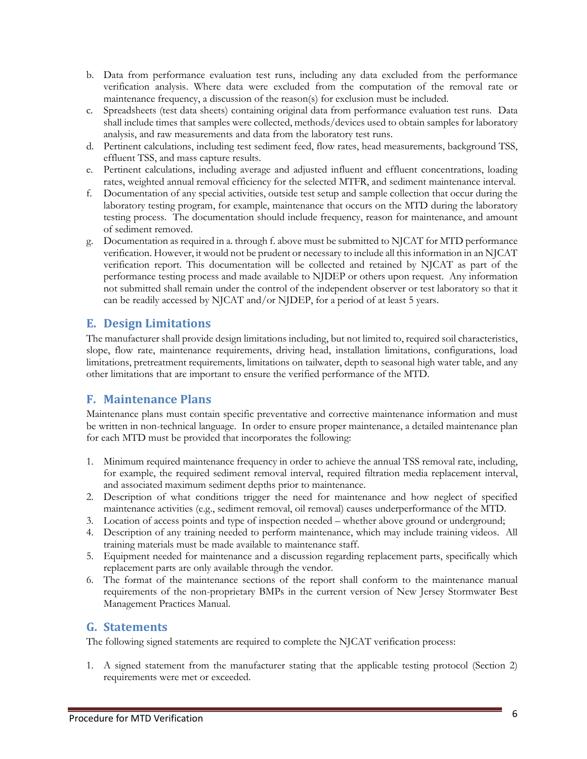b. Data from performance evaluation test runs, including any data excluded from the performance verification analysis. Where data were excluded from the computation of the removal rate or maintenance frequency, a discussion of the reason(s) for exclusion must be included.
c. Spreadsheets (test data sheets) containing original data from performance evaluation test runs. Data shall include times that samples were collected, methods/devices used to obtain samples for laboratory analysis, and raw measurements and data from the laboratory test runs.
d. Pertinent calculations, including test sediment feed, flow rates, head measurements, background TSS, effluent TSS, and mass capture results.
e. Pertinent calculations, including average and adjusted influent and effluent concentrations, loading rates, weighted annual removal efficiency for the selected MTFR, and sediment maintenance interval.
f. Documentation of any special activities, outside test setup and sample collection that occur during the laboratory testing program, for example, maintenance that occurs on the MTD during the laboratory testing process. The documentation should include frequency, reason for maintenance, and amount of sediment removed.
g. Documentation as required in a. through f. above must be submitted to NJCAT for MTD performance verification. However, it would not be prudent or necessary to include all this information in an NJCAT verification report. This documentation will be collected and retained by NJCAT as part of the performance testing process and made available to NJDEP or others upon request. Any information not submitted shall remain under the control of the independent observer or test laboratory so that it can be readily accessed by NJCAT and/or NJDEP, for a period of at least 5 years.

## E. Design Limitations

The manufacturer shall provide design limitations including, but not limited to, required soil characteristics, slope, flow rate, maintenance requirements, driving head, installation limitations, configurations, load limitations, pretreatment requirements, limitations on tailwater, depth to seasonal high water table, and any other limitations that are important to ensure the verified performance of the MTD.

## F. Maintenance Plans

Maintenance plans must contain specific preventative and corrective maintenance information and must be written in non-technical language. In order to ensure proper maintenance, a detailed maintenance plan for each MTD must be provided that incorporates the following:

1. Minimum required maintenance frequency in order to achieve the annual TSS removal rate, including, for example, the required sediment removal interval, required filtration media replacement interval, and associated maximum sediment depths prior to maintenance.
2. Description of what conditions trigger the need for maintenance and how neglect of specified maintenance activities (e.g., sediment removal, oil removal) causes underperformance of the MTD.
3. Location of access points and type of inspection needed – whether above ground or underground;
4. Description of any training needed to perform maintenance, which may include training videos. All training materials must be made available to maintenance staff.
5. Equipment needed for maintenance and a discussion regarding replacement parts, specifically which replacement parts are only available through the vendor.
6. The format of the maintenance sections of the report shall conform to the maintenance manual requirements of the non-proprietary BMPs in the current version of New Jersey Stormwater Best Management Practices Manual.

## G. Statements

The following signed statements are required to complete the NJCAT verification process:

1. A signed statement from the manufacturer stating that the applicable testing protocol (Section 2) requirements were met or exceeded.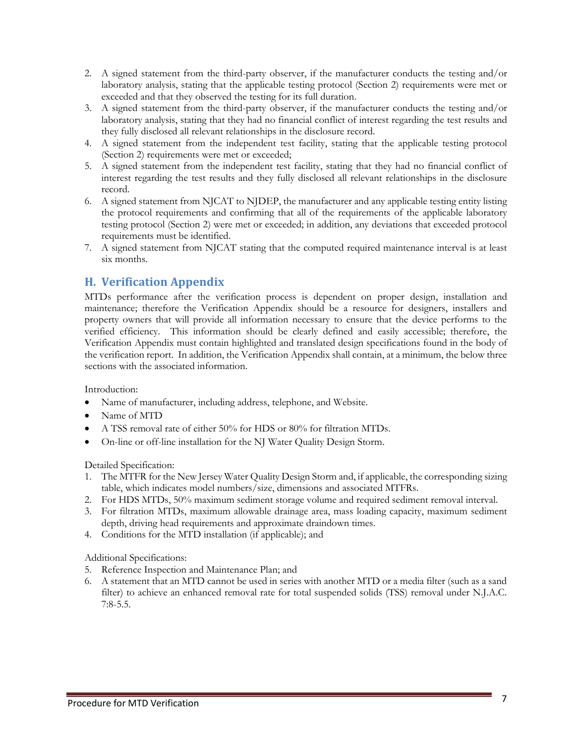2. A signed statement from the third-party observer, if the manufacturer conducts the testing and/or laboratory analysis, stating that the applicable testing protocol (Section 2) requirements were met or exceeded and that they observed the testing for its full duration.
3. A signed statement from the third-party observer, if the manufacturer conducts the testing and/or laboratory analysis, stating that they had no financial conflict of interest regarding the test results and they fully disclosed all relevant relationships in the disclosure record.
4. A signed statement from the independent test facility, stating that the applicable testing protocol (Section 2) requirements were met or exceeded;
5. A signed statement from the independent test facility, stating that they had no financial conflict of interest regarding the test results and they fully disclosed all relevant relationships in the disclosure record.
6. A signed statement from NJCAT to NJDEP, the manufacturer and any applicable testing entity listing the protocol requirements and confirming that all of the requirements of the applicable laboratory testing protocol (Section 2) were met or exceeded; in addition, any deviations that exceeded protocol requirements must be identified.
7. A signed statement from NJCAT stating that the computed required maintenance interval is at least six months.

## H. Verification Appendix

MTDs performance after the verification process is dependent on proper design, installation and maintenance; therefore the Verification Appendix should be a resource for designers, installers and property owners that will provide all information necessary to ensure that the device performs to the verified efficiency. This information should be clearly defined and easily accessible; therefore, the Verification Appendix must contain highlighted and translated design specifications found in the body of the verification report. In addition, the Verification Appendix shall contain, at a minimum, the below three sections with the associated information.

Introduction:

- Name of manufacturer, including address, telephone, and Website.
- Name of MTD
- A TSS removal rate of either 50% for HDS or 80% for filtration MTDs.
- On-line or off-line installation for the NJ Water Quality Design Storm.

Detailed Specification:

1. The MTFR for the New Jersey Water Quality Design Storm and, if applicable, the corresponding sizing table, which indicates model numbers/size, dimensions and associated MTFRs.
2. For HDS MTDs, 50% maximum sediment storage volume and required sediment removal interval.
3. For filtration MTDs, maximum allowable drainage area, mass loading capacity, maximum sediment depth, driving head requirements and approximate draindown times.
4. Conditions for the MTD installation (if applicable); and

Additional Specifications:

5. Reference Inspection and Maintenance Plan; and
6. A statement that an MTD cannot be used in series with another MTD or a media filter (such as a sand filter) to achieve an enhanced removal rate for total suspended solids (TSS) removal under N.J.A.C. 7:8-5.5.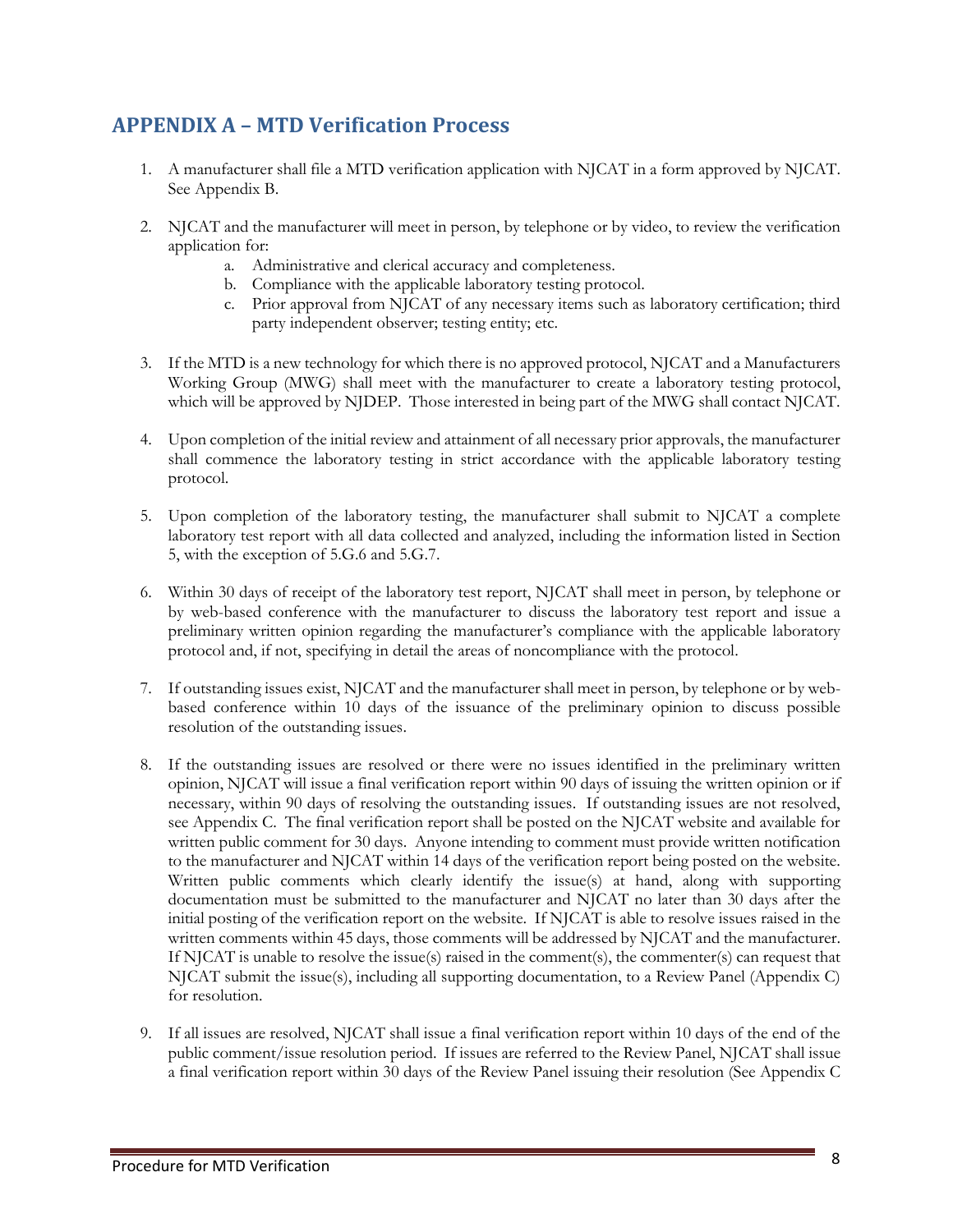## APPENDIX A – MTD Verification Process

1. A manufacturer shall file a MTD verification application with NJCAT in a form approved by NJCAT. See Appendix B.

2. NJCAT and the manufacturer will meet in person, by telephone or by video, to review the verification application for:
   a. Administrative and clerical accuracy and completeness.
   b. Compliance with the applicable laboratory testing protocol.
   c. Prior approval from NJCAT of any necessary items such as laboratory certification; third party independent observer; testing entity; etc.

3. If the MTD is a new technology for which there is no approved protocol, NJCAT and a Manufacturers Working Group (MWG) shall meet with the manufacturer to create a laboratory testing protocol, which will be approved by NJDEP. Those interested in being part of the MWG shall contact NJCAT.

4. Upon completion of the initial review and attainment of all necessary prior approvals, the manufacturer shall commence the laboratory testing in strict accordance with the applicable laboratory testing protocol.

5. Upon completion of the laboratory testing, the manufacturer shall submit to NJCAT a complete laboratory test report with all data collected and analyzed, including the information listed in Section 5, with the exception of 5.G.6 and 5.G.7.

6. Within 30 days of receipt of the laboratory test report, NJCAT shall meet in person, by telephone or by web-based conference with the manufacturer to discuss the laboratory test report and issue a preliminary written opinion regarding the manufacturer's compliance with the applicable laboratory protocol and, if not, specifying in detail the areas of noncompliance with the protocol.

7. If outstanding issues exist, NJCAT and the manufacturer shall meet in person, by telephone or by web-based conference within 10 days of the issuance of the preliminary opinion to discuss possible resolution of the outstanding issues.

8. If the outstanding issues are resolved or there were no issues identified in the preliminary written opinion, NJCAT will issue a final verification report within 90 days of issuing the written opinion or if necessary, within 90 days of resolving the outstanding issues. If outstanding issues are not resolved, see Appendix C. The final verification report shall be posted on the NJCAT website and available for written public comment for 30 days. Anyone intending to comment must provide written notification to the manufacturer and NJCAT within 14 days of the verification report being posted on the website. Written public comments which clearly identify the issue(s) at hand, along with supporting documentation must be submitted to the manufacturer and NJCAT no later than 30 days after the initial posting of the verification report on the website. If NJCAT is able to resolve issues raised in the written comments within 45 days, those comments will be addressed by NJCAT and the manufacturer. If NJCAT is unable to resolve the issue(s) raised in the comment(s), the commenter(s) can request that NJCAT submit the issue(s), including all supporting documentation, to a Review Panel (Appendix C) for resolution.

9. If all issues are resolved, NJCAT shall issue a final verification report within 10 days of the end of the public comment/issue resolution period. If issues are referred to the Review Panel, NJCAT shall issue a final verification report within 30 days of the Review Panel issuing their resolution (See Appendix C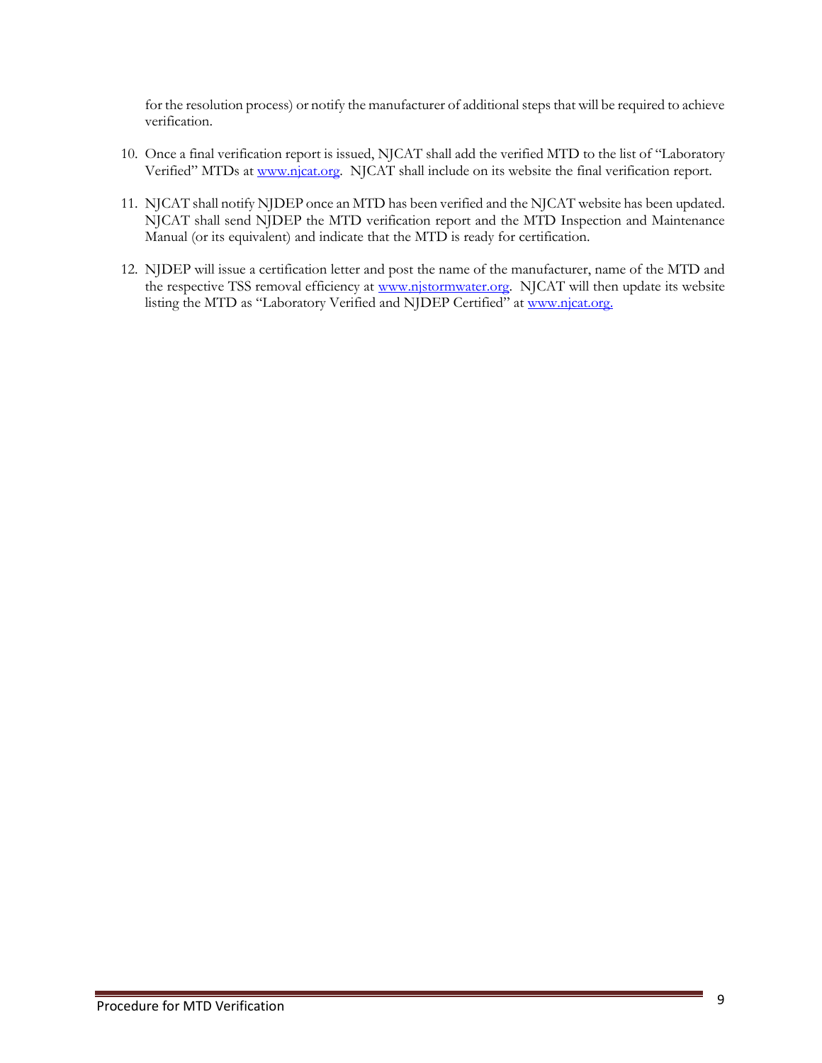for the resolution process) or notify the manufacturer of additional steps that will be required to achieve verification.

10. Once a final verification report is issued, NJCAT shall add the verified MTD to the list of "Laboratory Verified" MTDs at www.njcat.org. NJCAT shall include on its website the final verification report.

11. NJCAT shall notify NJDEP once an MTD has been verified and the NJCAT website has been updated. NJCAT shall send NJDEP the MTD verification report and the MTD Inspection and Maintenance Manual (or its equivalent) and indicate that the MTD is ready for certification.

12. NJDEP will issue a certification letter and post the name of the manufacturer, name of the MTD and the respective TSS removal efficiency at www.njstormwater.org. NJCAT will then update its website listing the MTD as "Laboratory Verified and NJDEP Certified" at www.njcat.org.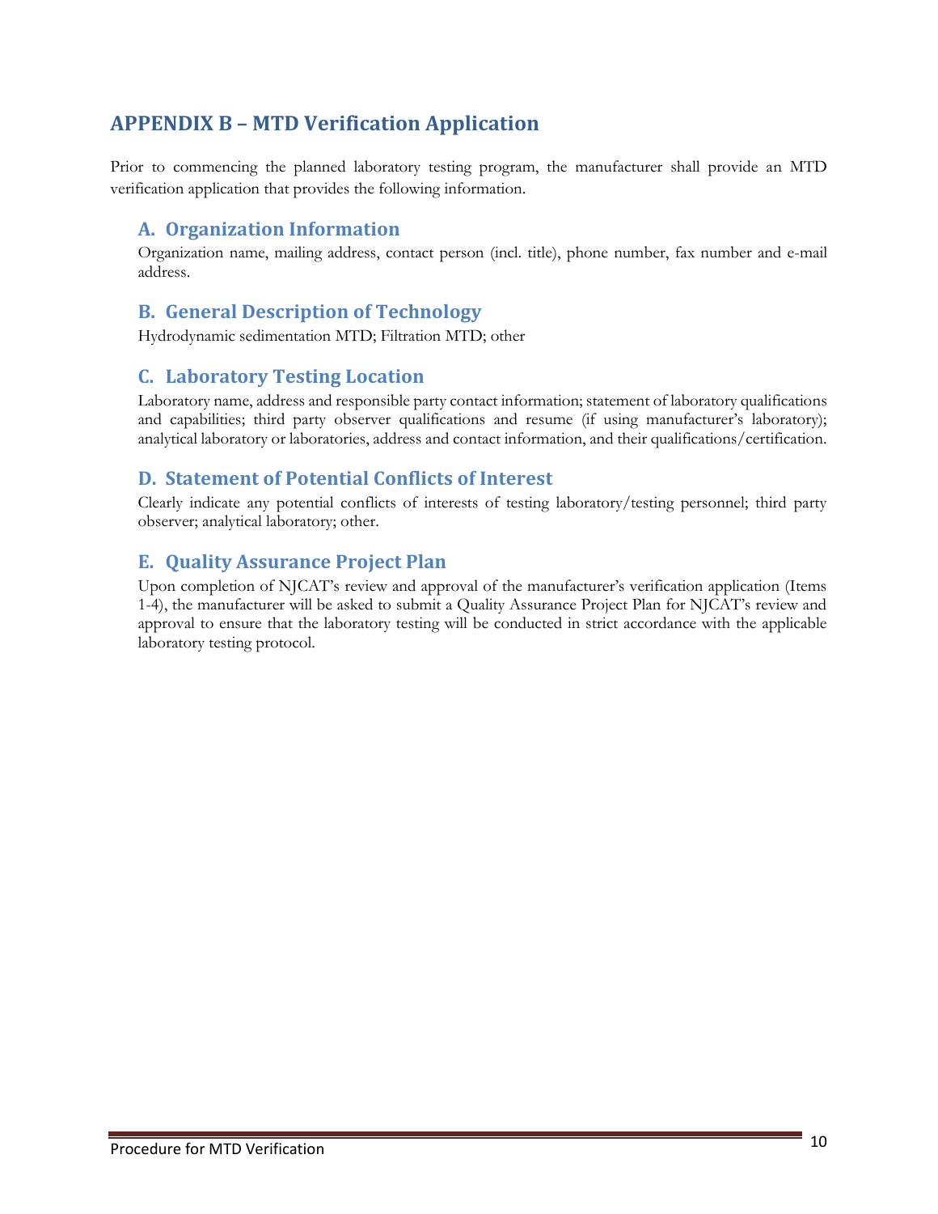## APPENDIX B – MTD Verification Application

Prior to commencing the planned laboratory testing program, the manufacturer shall provide an MTD verification application that provides the following information.

### A. Organization Information

Organization name, mailing address, contact person (incl. title), phone number, fax number and e-mail address.

### B. General Description of Technology

Hydrodynamic sedimentation MTD; Filtration MTD; other

### C. Laboratory Testing Location

Laboratory name, address and responsible party contact information; statement of laboratory qualifications and capabilities; third party observer qualifications and resume (if using manufacturer's laboratory); analytical laboratory or laboratories, address and contact information, and their qualifications/certification.

### D. Statement of Potential Conflicts of Interest

Clearly indicate any potential conflicts of interests of testing laboratory/testing personnel; third party observer; analytical laboratory; other.

### E. Quality Assurance Project Plan

Upon completion of NJCAT's review and approval of the manufacturer's verification application (Items 1-4), the manufacturer will be asked to submit a Quality Assurance Project Plan for NJCAT's review and approval to ensure that the laboratory testing will be conducted in strict accordance with the applicable laboratory testing protocol.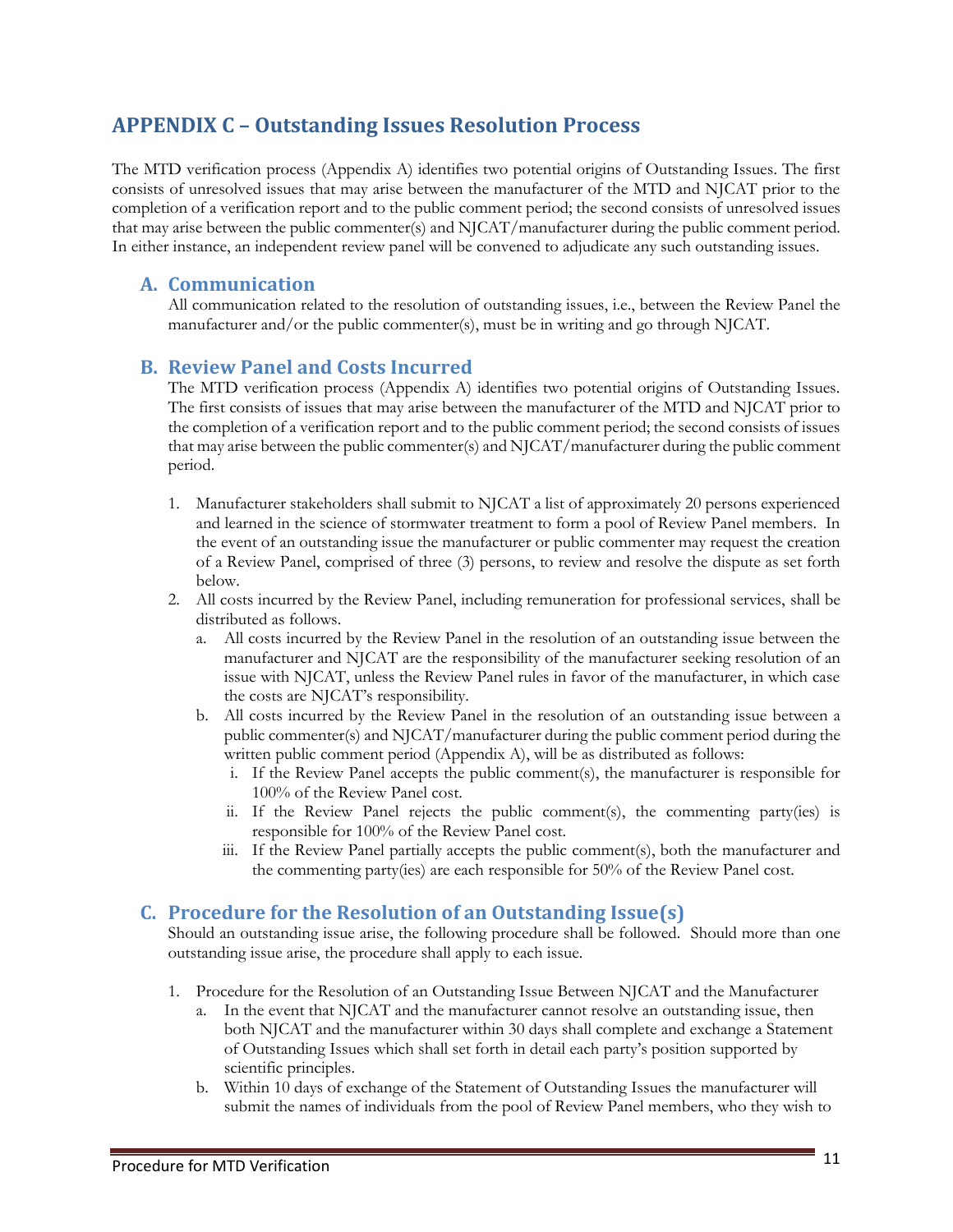## APPENDIX C – Outstanding Issues Resolution Process

The MTD verification process (Appendix A) identifies two potential origins of Outstanding Issues. The first consists of unresolved issues that may arise between the manufacturer of the MTD and NJCAT prior to the completion of a verification report and to the public comment period; the second consists of unresolved issues that may arise between the public commenter(s) and NJCAT/manufacturer during the public comment period. In either instance, an independent review panel will be convened to adjudicate any such outstanding issues.

### A. Communication

All communication related to the resolution of outstanding issues, i.e., between the Review Panel the manufacturer and/or the public commenter(s), must be in writing and go through NJCAT.

### B. Review Panel and Costs Incurred

The MTD verification process (Appendix A) identifies two potential origins of Outstanding Issues. The first consists of issues that may arise between the manufacturer of the MTD and NJCAT prior to the completion of a verification report and to the public comment period; the second consists of issues that may arise between the public commenter(s) and NJCAT/manufacturer during the public comment period.

1. Manufacturer stakeholders shall submit to NJCAT a list of approximately 20 persons experienced and learned in the science of stormwater treatment to form a pool of Review Panel members. In the event of an outstanding issue the manufacturer or public commenter may request the creation of a Review Panel, comprised of three (3) persons, to review and resolve the dispute as set forth below.
2. All costs incurred by the Review Panel, including remuneration for professional services, shall be distributed as follows.
   a. All costs incurred by the Review Panel in the resolution of an outstanding issue between the manufacturer and NJCAT are the responsibility of the manufacturer seeking resolution of an issue with NJCAT, unless the Review Panel rules in favor of the manufacturer, in which case the costs are NJCAT's responsibility.
   b. All costs incurred by the Review Panel in the resolution of an outstanding issue between a public commenter(s) and NJCAT/manufacturer during the public comment period during the written public comment period (Appendix A), will be as distributed as follows:
      i. If the Review Panel accepts the public comment(s), the manufacturer is responsible for 100% of the Review Panel cost.
      ii. If the Review Panel rejects the public comment(s), the commenting party(ies) is responsible for 100% of the Review Panel cost.
      iii. If the Review Panel partially accepts the public comment(s), both the manufacturer and the commenting party(ies) are each responsible for 50% of the Review Panel cost.

### C. Procedure for the Resolution of an Outstanding Issue(s)

Should an outstanding issue arise, the following procedure shall be followed. Should more than one outstanding issue arise, the procedure shall apply to each issue.

1. Procedure for the Resolution of an Outstanding Issue Between NJCAT and the Manufacturer
   a. In the event that NJCAT and the manufacturer cannot resolve an outstanding issue, then both NJCAT and the manufacturer within 30 days shall complete and exchange a Statement of Outstanding Issues which shall set forth in detail each party's position supported by scientific principles.
   b. Within 10 days of exchange of the Statement of Outstanding Issues the manufacturer will submit the names of individuals from the pool of Review Panel members, who they wish to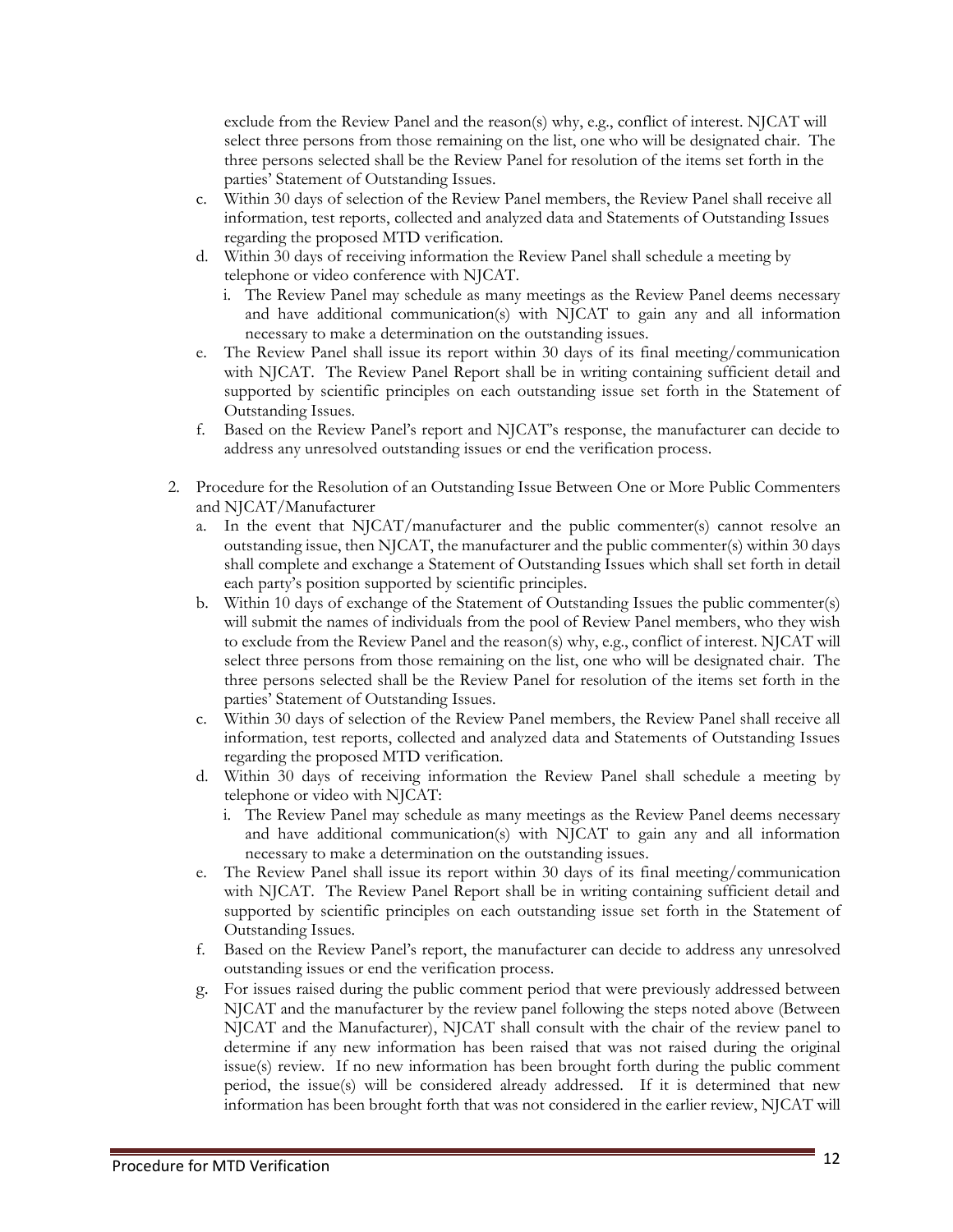exclude from the Review Panel and the reason(s) why, e.g., conflict of interest. NJCAT will select three persons from those remaining on the list, one who will be designated chair. The three persons selected shall be the Review Panel for resolution of the items set forth in the parties' Statement of Outstanding Issues.

   c. Within 30 days of selection of the Review Panel members, the Review Panel shall receive all information, test reports, collected and analyzed data and Statements of Outstanding Issues regarding the proposed MTD verification.
   d. Within 30 days of receiving information the Review Panel shall schedule a meeting by telephone or video conference with NJCAT.
      i. The Review Panel may schedule as many meetings as the Review Panel deems necessary and have additional communication(s) with NJCAT to gain any and all information necessary to make a determination on the outstanding issues.
   e. The Review Panel shall issue its report within 30 days of its final meeting/communication with NJCAT. The Review Panel Report shall be in writing containing sufficient detail and supported by scientific principles on each outstanding issue set forth in the Statement of Outstanding Issues.
   f. Based on the Review Panel's report and NJCAT's response, the manufacturer can decide to address any unresolved outstanding issues or end the verification process.

2. Procedure for the Resolution of an Outstanding Issue Between One or More Public Commenters and NJCAT/Manufacturer
   a. In the event that NJCAT/manufacturer and the public commenter(s) cannot resolve an outstanding issue, then NJCAT, the manufacturer and the public commenter(s) within 30 days shall complete and exchange a Statement of Outstanding Issues which shall set forth in detail each party's position supported by scientific principles.
   b. Within 10 days of exchange of the Statement of Outstanding Issues the public commenter(s) will submit the names of individuals from the pool of Review Panel members, who they wish to exclude from the Review Panel and the reason(s) why, e.g., conflict of interest. NJCAT will select three persons from those remaining on the list, one who will be designated chair. The three persons selected shall be the Review Panel for resolution of the items set forth in the parties' Statement of Outstanding Issues.
   c. Within 30 days of selection of the Review Panel members, the Review Panel shall receive all information, test reports, collected and analyzed data and Statements of Outstanding Issues regarding the proposed MTD verification.
   d. Within 30 days of receiving information the Review Panel shall schedule a meeting by telephone or video with NJCAT:
      i. The Review Panel may schedule as many meetings as the Review Panel deems necessary and have additional communication(s) with NJCAT to gain any and all information necessary to make a determination on the outstanding issues.
   e. The Review Panel shall issue its report within 30 days of its final meeting/communication with NJCAT. The Review Panel Report shall be in writing containing sufficient detail and supported by scientific principles on each outstanding issue set forth in the Statement of Outstanding Issues.
   f. Based on the Review Panel's report, the manufacturer can decide to address any unresolved outstanding issues or end the verification process.
   g. For issues raised during the public comment period that were previously addressed between NJCAT and the manufacturer by the review panel following the steps noted above (Between NJCAT and the Manufacturer), NJCAT shall consult with the chair of the review panel to determine if any new information has been raised that was not raised during the original issue(s) review. If no new information has been brought forth during the public comment period, the issue(s) will be considered already addressed. If it is determined that new information has been brought forth that was not considered in the earlier review, NJCAT will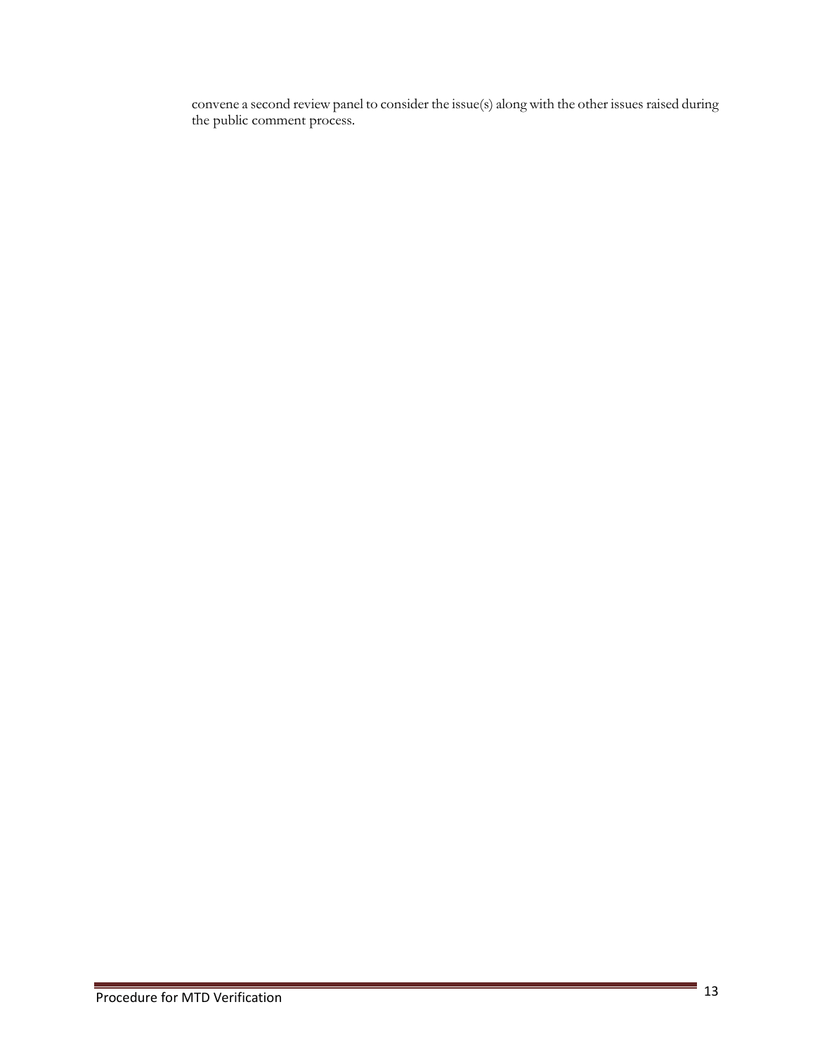convene a second review panel to consider the issue(s) along with the other issues raised during the public comment process.